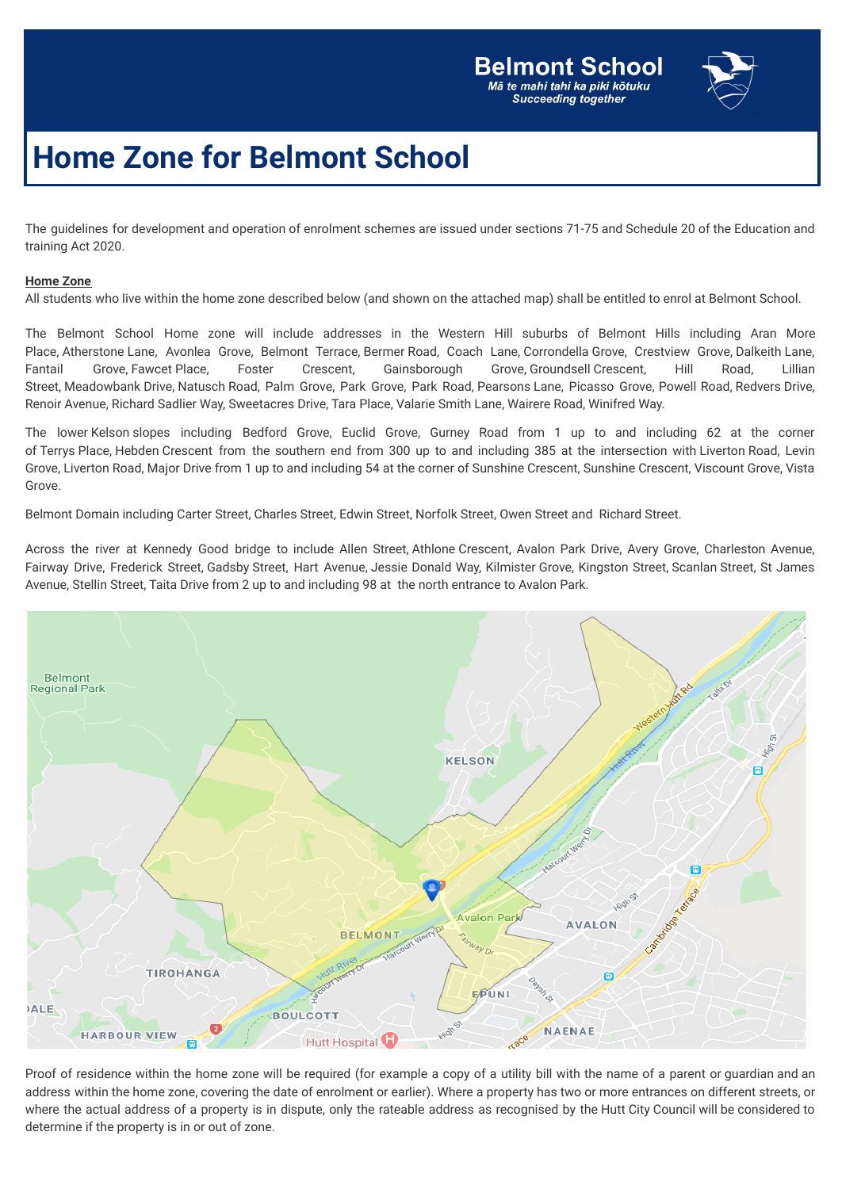Belmont School

*Mā te mahi tahi ka piki kōtuku*
*Succeeding together*

# Home Zone for Belmont School

The guidelines for development and operation of enrolment schemes are issued under sections 71-75 and Schedule 20 of the Education and training Act 2020.

**Home Zone**

All students who live within the home zone described below (and shown on the attached map) shall be entitled to enrol at Belmont School.

The Belmont School Home zone will include addresses in the Western Hill suburbs of Belmont Hills including Aran More Place, Atherstone Lane, Avonlea Grove, Belmont Terrace, Bermer Road, Coach Lane, Corrondella Grove, Crestview Grove, Dalkeith Lane, Fantail Grove, Fawcet Place, Foster Crescent, Gainsborough Grove, Groundsell Crescent, Hill Road, Lillian Street, Meadowbank Drive, Natusch Road, Palm Grove, Park Grove, Park Road, Pearsons Lane, Picasso Grove, Powell Road, Redvers Drive, Renoir Avenue, Richard Sadlier Way, Sweetacres Drive, Tara Place, Valarie Smith Lane, Wairere Road, Winifred Way.

The lower Kelson slopes including Bedford Grove, Euclid Grove, Gurney Road from 1 up to and including 62 at the corner of Terrys Place, Hebden Crescent from the southern end from 300 up to and including 385 at the intersection with Liverton Road, Levin Grove, Liverton Road, Major Drive from 1 up to and including 54 at the corner of Sunshine Crescent, Sunshine Crescent, Viscount Grove, Vista Grove.

Belmont Domain including Carter Street, Charles Street, Edwin Street, Norfolk Street, Owen Street and Richard Street.

Across the river at Kennedy Good bridge to include Allen Street, Athlone Crescent, Avalon Park Drive, Avery Grove, Charleston Avenue, Fairway Drive, Frederick Street, Gadsby Street, Hart Avenue, Jessie Donald Way, Kilmister Grove, Kingston Street, Scanlan Street, St James Avenue, Stellin Street, Taita Drive from 2 up to and including 98 at the north entrance to Avalon Park.

Proof of residence within the home zone will be required (for example a copy of a utility bill with the name of a parent or guardian and an address within the home zone, covering the date of enrolment or earlier). Where a property has two or more entrances on different streets, or where the actual address of a property is in dispute, only the rateable address as recognised by the Hutt City Council will be considered to determine if the property is in or out of zone.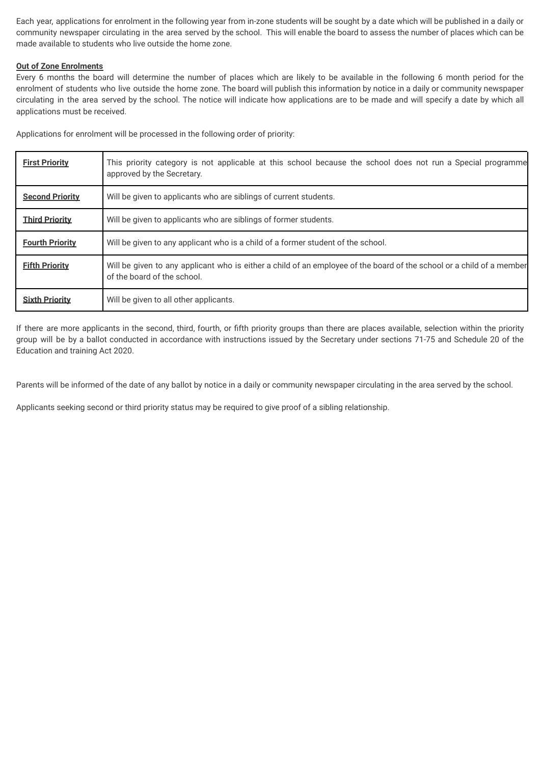Each year, applications for enrolment in the following year from in-zone students will be sought by a date which will be published in a daily or community newspaper circulating in the area served by the school. This will enable the board to assess the number of places which can be made available to students who live outside the home zone.

**Out of Zone Enrolments**

Every 6 months the board will determine the number of places which are likely to be available in the following 6 month period for the enrolment of students who live outside the home zone. The board will publish this information by notice in a daily or community newspaper circulating in the area served by the school. The notice will indicate how applications are to be made and will specify a date by which all applications must be received.

Applications for enrolment will be processed in the following order of priority:

| | |
|---|---|
| **First Priority** | This priority category is not applicable at this school because the school does not run a Special programme approved by the Secretary. |
| **Second Priority** | Will be given to applicants who are siblings of current students. |
| **Third Priority** | Will be given to applicants who are siblings of former students. |
| **Fourth Priority** | Will be given to any applicant who is a child of a former student of the school. |
| **Fifth Priority** | Will be given to any applicant who is either a child of an employee of the board of the school or a child of a member of the board of the school. |
| **Sixth Priority** | Will be given to all other applicants. |

If there are more applicants in the second, third, fourth, or fifth priority groups than there are places available, selection within the priority group will be by a ballot conducted in accordance with instructions issued by the Secretary under sections 71-75 and Schedule 20 of the Education and training Act 2020.

Parents will be informed of the date of any ballot by notice in a daily or community newspaper circulating in the area served by the school.

Applicants seeking second or third priority status may be required to give proof of a sibling relationship.